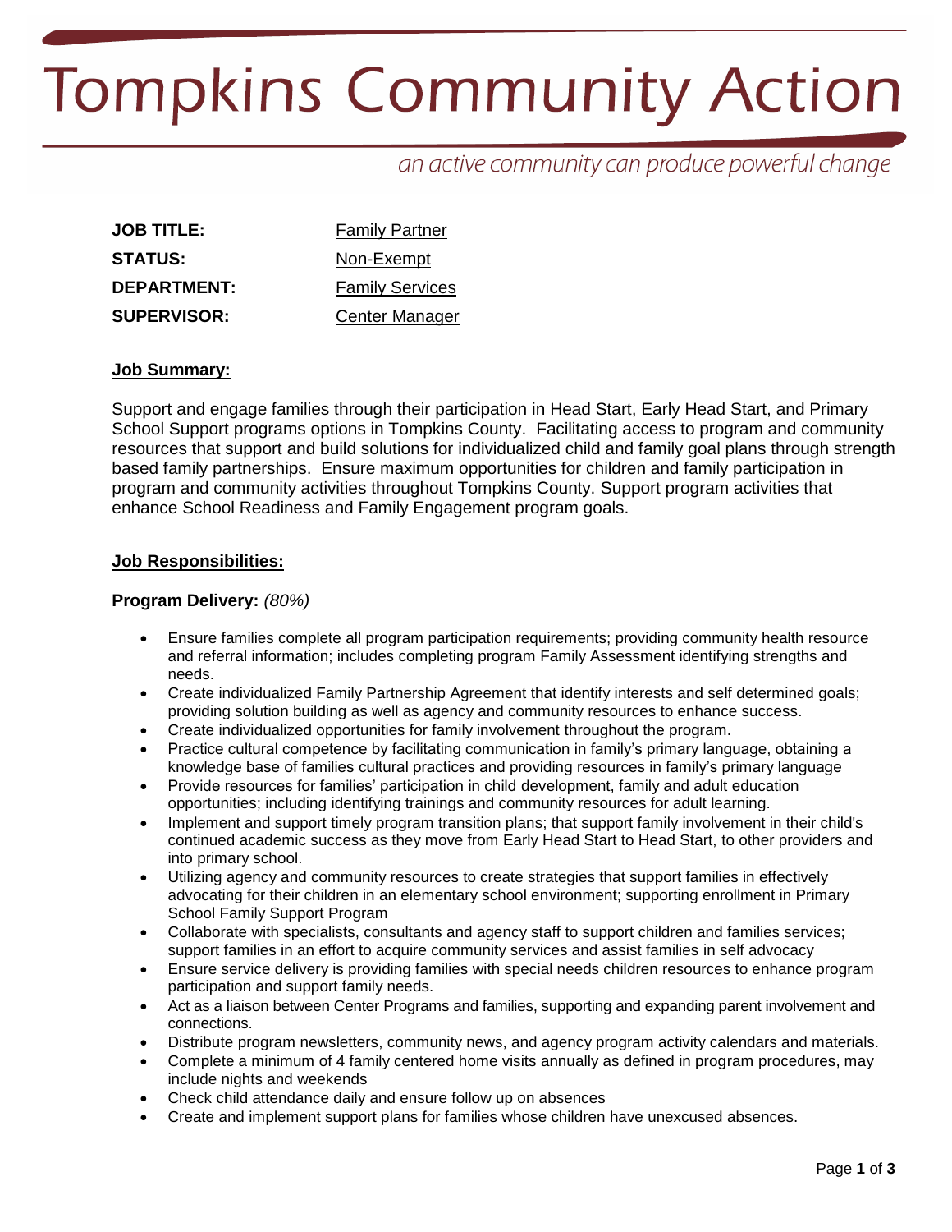# Tompkins Community Action

*an active community can produce powerful change*

**JOB TITLE:** Family Partner
**STATUS:** Non-Exempt
**DEPARTMENT:** Family Services
**SUPERVISOR:** Center Manager

## Job Summary:

Support and engage families through their participation in Head Start, Early Head Start, and Primary School Support programs options in Tompkins County. Facilitating access to program and community resources that support and build solutions for individualized child and family goal plans through strength based family partnerships. Ensure maximum opportunities for children and family participation in program and community activities throughout Tompkins County. Support program activities that enhance School Readiness and Family Engagement program goals.

## Job Responsibilities:

### Program Delivery: *(80%)*

- Ensure families complete all program participation requirements; providing community health resource and referral information; includes completing program Family Assessment identifying strengths and needs.
- Create individualized Family Partnership Agreement that identify interests and self determined goals; providing solution building as well as agency and community resources to enhance success.
- Create individualized opportunities for family involvement throughout the program.
- Practice cultural competence by facilitating communication in family's primary language, obtaining a knowledge base of families cultural practices and providing resources in family's primary language
- Provide resources for families' participation in child development, family and adult education opportunities; including identifying trainings and community resources for adult learning.
- Implement and support timely program transition plans; that support family involvement in their child's continued academic success as they move from Early Head Start to Head Start, to other providers and into primary school.
- Utilizing agency and community resources to create strategies that support families in effectively advocating for their children in an elementary school environment; supporting enrollment in Primary School Family Support Program
- Collaborate with specialists, consultants and agency staff to support children and families services; support families in an effort to acquire community services and assist families in self advocacy
- Ensure service delivery is providing families with special needs children resources to enhance program participation and support family needs.
- Act as a liaison between Center Programs and families, supporting and expanding parent involvement and connections.
- Distribute program newsletters, community news, and agency program activity calendars and materials.
- Complete a minimum of 4 family centered home visits annually as defined in program procedures, may include nights and weekends
- Check child attendance daily and ensure follow up on absences
- Create and implement support plans for families whose children have unexcused absences.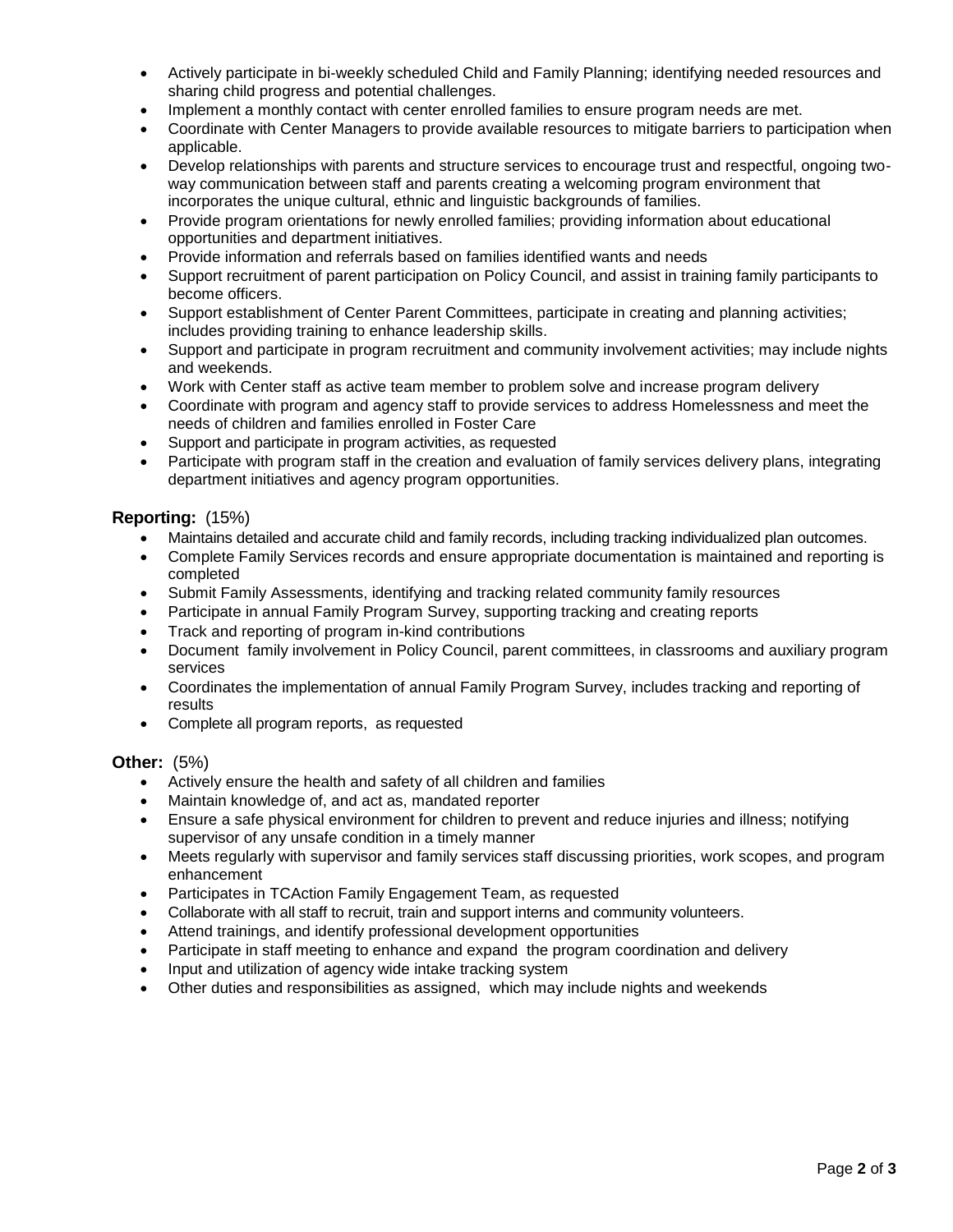- Actively participate in bi-weekly scheduled Child and Family Planning; identifying needed resources and sharing child progress and potential challenges.
- Implement a monthly contact with center enrolled families to ensure program needs are met.
- Coordinate with Center Managers to provide available resources to mitigate barriers to participation when applicable.
- Develop relationships with parents and structure services to encourage trust and respectful, ongoing two-way communication between staff and parents creating a welcoming program environment that incorporates the unique cultural, ethnic and linguistic backgrounds of families.
- Provide program orientations for newly enrolled families; providing information about educational opportunities and department initiatives.
- Provide information and referrals based on families identified wants and needs
- Support recruitment of parent participation on Policy Council, and assist in training family participants to become officers.
- Support establishment of Center Parent Committees, participate in creating and planning activities; includes providing training to enhance leadership skills.
- Support and participate in program recruitment and community involvement activities; may include nights and weekends.
- Work with Center staff as active team member to problem solve and increase program delivery
- Coordinate with program and agency staff to provide services to address Homelessness and meet the needs of children and families enrolled in Foster Care
- Support and participate in program activities, as requested
- Participate with program staff in the creation and evaluation of family services delivery plans, integrating department initiatives and agency program opportunities.

**Reporting:** (15%)

- Maintains detailed and accurate child and family records, including tracking individualized plan outcomes.
- Complete Family Services records and ensure appropriate documentation is maintained and reporting is completed
- Submit Family Assessments, identifying and tracking related community family resources
- Participate in annual Family Program Survey, supporting tracking and creating reports
- Track and reporting of program in-kind contributions
- Document family involvement in Policy Council, parent committees, in classrooms and auxiliary program services
- Coordinates the implementation of annual Family Program Survey, includes tracking and reporting of results
- Complete all program reports, as requested

**Other:** (5%)

- Actively ensure the health and safety of all children and families
- Maintain knowledge of, and act as, mandated reporter
- Ensure a safe physical environment for children to prevent and reduce injuries and illness; notifying supervisor of any unsafe condition in a timely manner
- Meets regularly with supervisor and family services staff discussing priorities, work scopes, and program enhancement
- Participates in TCAction Family Engagement Team, as requested
- Collaborate with all staff to recruit, train and support interns and community volunteers.
- Attend trainings, and identify professional development opportunities
- Participate in staff meeting to enhance and expand the program coordination and delivery
- Input and utilization of agency wide intake tracking system
- Other duties and responsibilities as assigned, which may include nights and weekends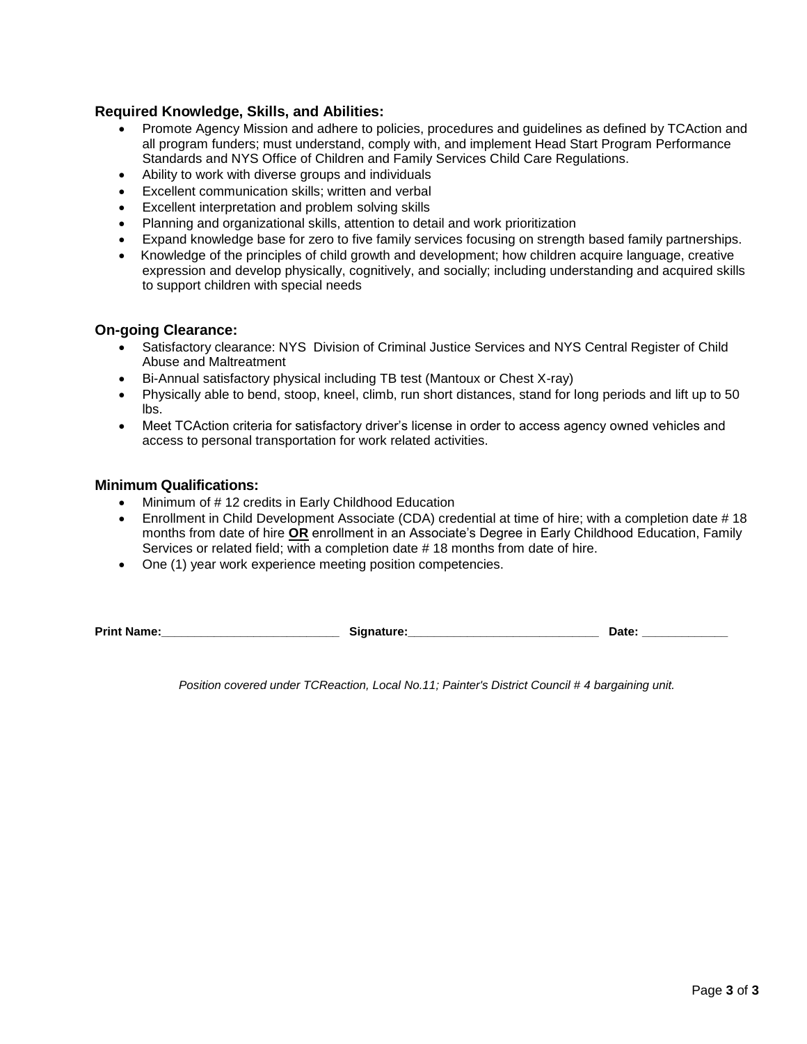### Required Knowledge, Skills, and Abilities:

- Promote Agency Mission and adhere to policies, procedures and guidelines as defined by TCAction and all program funders; must understand, comply with, and implement Head Start Program Performance Standards and NYS Office of Children and Family Services Child Care Regulations.
- Ability to work with diverse groups and individuals
- Excellent communication skills; written and verbal
- Excellent interpretation and problem solving skills
- Planning and organizational skills, attention to detail and work prioritization
- Expand knowledge base for zero to five family services focusing on strength based family partnerships.
- Knowledge of the principles of child growth and development; how children acquire language, creative expression and develop physically, cognitively, and socially; including understanding and acquired skills to support children with special needs

### On-going Clearance:

- Satisfactory clearance: NYS Division of Criminal Justice Services and NYS Central Register of Child Abuse and Maltreatment
- Bi-Annual satisfactory physical including TB test (Mantoux or Chest X-ray)
- Physically able to bend, stoop, kneel, climb, run short distances, stand for long periods and lift up to 50 lbs.
- Meet TCAction criteria for satisfactory driver's license in order to access agency owned vehicles and access to personal transportation for work related activities.

### Minimum Qualifications:

- Minimum of # 12 credits in Early Childhood Education
- Enrollment in Child Development Associate (CDA) credential at time of hire; with a completion date # 18 months from date of hire **OR** enrollment in an Associate's Degree in Early Childhood Education, Family Services or related field; with a completion date # 18 months from date of hire.
- One (1) year work experience meeting position competencies.

**Print Name:**__________________________ **Signature:**____________________________ **Date:** _____________

*Position covered under TCReaction, Local No.11; Painter's District Council # 4 bargaining unit.*